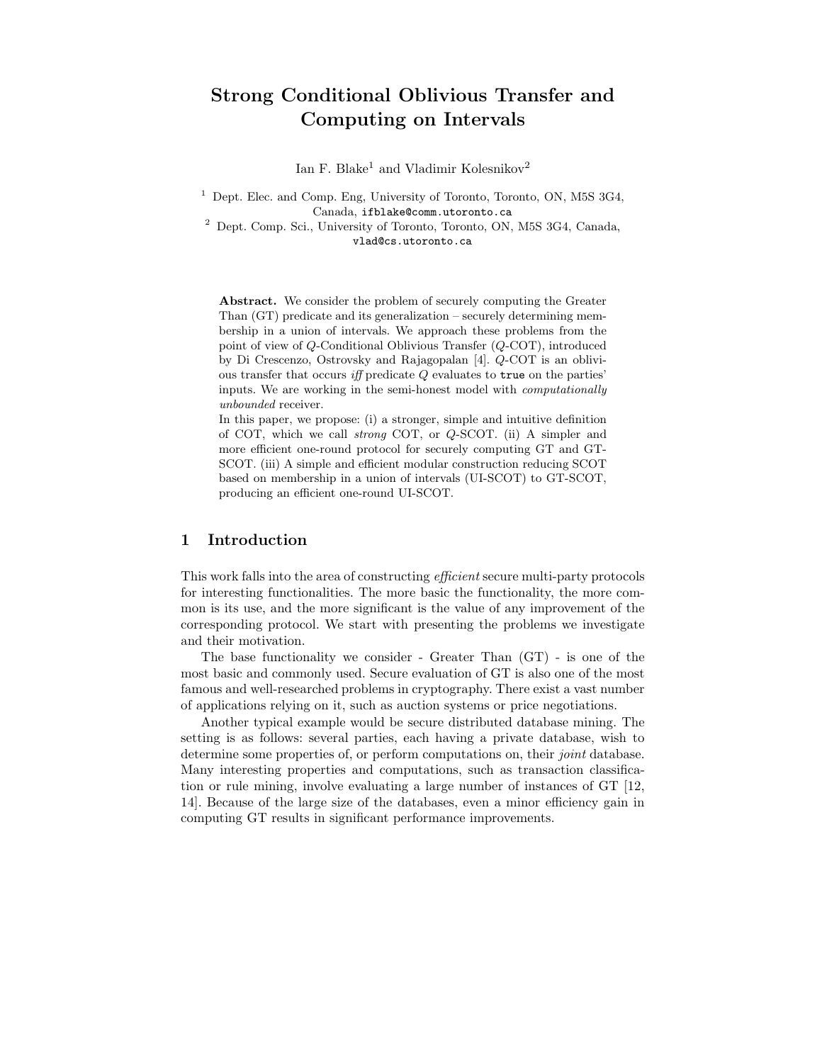# Strong Conditional Oblivious Transfer and Computing on Intervals

Ian F. Blake[1] and Vladimir Kolesnikov[2]

[1] Dept. Elec. and Comp. Eng, University of Toronto, Toronto, ON, M5S 3G4, Canada, ifblake@comm.utoronto.ca

[2] Dept. Comp. Sci., University of Toronto, Toronto, ON, M5S 3G4, Canada, vlad@cs.utoronto.ca

**Abstract.** We consider the problem of securely computing the Greater Than (GT) predicate and its generalization – securely determining membership in a union of intervals. We approach these problems from the point of view of $Q$-Conditional Oblivious Transfer ($Q$-COT), introduced by Di Crescenzo, Ostrovsky and Rajagopalan [4]. $Q$-COT is an oblivious transfer that occurs *iff* predicate $Q$ evaluates to `true` on the parties' inputs. We are working in the semi-honest model with *computationally unbounded* receiver.

In this paper, we propose: (i) a stronger, simple and intuitive definition of COT, which we call *strong* COT, or $Q$-SCOT. (ii) A simpler and more efficient one-round protocol for securely computing GT and GT-SCOT. (iii) A simple and efficient modular construction reducing SCOT based on membership in a union of intervals (UI-SCOT) to GT-SCOT, producing an efficient one-round UI-SCOT.

## 1 Introduction

This work falls into the area of constructing *efficient* secure multi-party protocols for interesting functionalities. The more basic the functionality, the more common is its use, and the more significant is the value of any improvement of the corresponding protocol. We start with presenting the problems we investigate and their motivation.

The base functionality we consider - Greater Than (GT) - is one of the most basic and commonly used. Secure evaluation of GT is also one of the most famous and well-researched problems in cryptography. There exist a vast number of applications relying on it, such as auction systems or price negotiations.

Another typical example would be secure distributed database mining. The setting is as follows: several parties, each having a private database, wish to determine some properties of, or perform computations on, their *joint* database. Many interesting properties and computations, such as transaction classification or rule mining, involve evaluating a large number of instances of GT [12, 14]. Because of the large size of the databases, even a minor efficiency gain in computing GT results in significant performance improvements.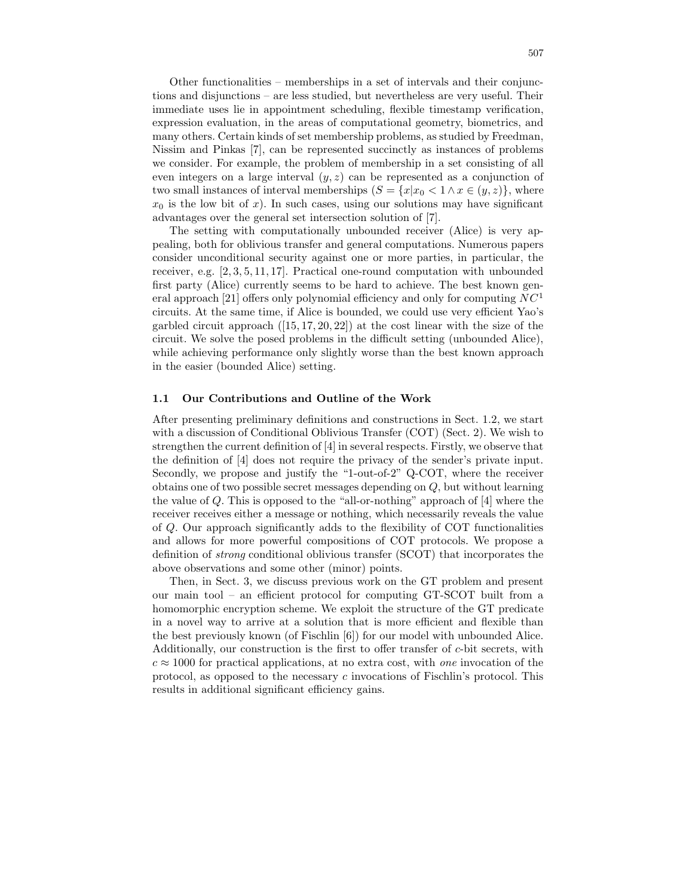Other functionalities – memberships in a set of intervals and their conjunctions and disjunctions – are less studied, but nevertheless are very useful. Their immediate uses lie in appointment scheduling, flexible timestamp verification, expression evaluation, in the areas of computational geometry, biometrics, and many others. Certain kinds of set membership problems, as studied by Freedman, Nissim and Pinkas [7], can be represented succinctly as instances of problems we consider. For example, the problem of membership in a set consisting of all even integers on a large interval $(y, z)$ can be represented as a conjunction of two small instances of interval memberships ($S = \{x | x_0 < 1 \wedge x \in (y, z)\}$, where $x_0$ is the low bit of $x$). In such cases, using our solutions may have significant advantages over the general set intersection solution of [7].

The setting with computationally unbounded receiver (Alice) is very appealing, both for oblivious transfer and general computations. Numerous papers consider unconditional security against one or more parties, in particular, the receiver, e.g. [2, 3, 5, 11, 17]. Practical one-round computation with unbounded first party (Alice) currently seems to be hard to achieve. The best known general approach [21] offers only polynomial efficiency and only for computing $NC^1$ circuits. At the same time, if Alice is bounded, we could use very efficient Yao's garbled circuit approach ([15, 17, 20, 22]) at the cost linear with the size of the circuit. We solve the posed problems in the difficult setting (unbounded Alice), while achieving performance only slightly worse than the best known approach in the easier (bounded Alice) setting.

### 1.1 Our Contributions and Outline of the Work

After presenting preliminary definitions and constructions in Sect. 1.2, we start with a discussion of Conditional Oblivious Transfer (COT) (Sect. 2). We wish to strengthen the current definition of [4] in several respects. Firstly, we observe that the definition of [4] does not require the privacy of the sender's private input. Secondly, we propose and justify the "1-out-of-2" Q-COT, where the receiver obtains one of two possible secret messages depending on $Q$, but without learning the value of $Q$. This is opposed to the "all-or-nothing" approach of [4] where the receiver receives either a message or nothing, which necessarily reveals the value of $Q$. Our approach significantly adds to the flexibility of COT functionalities and allows for more powerful compositions of COT protocols. We propose a definition of *strong* conditional oblivious transfer (SCOT) that incorporates the above observations and some other (minor) points.

Then, in Sect. 3, we discuss previous work on the GT problem and present our main tool – an efficient protocol for computing GT-SCOT built from a homomorphic encryption scheme. We exploit the structure of the GT predicate in a novel way to arrive at a solution that is more efficient and flexible than the best previously known (of Fischlin [6]) for our model with unbounded Alice. Additionally, our construction is the first to offer transfer of $c$-bit secrets, with $c \approx 1000$ for practical applications, at no extra cost, with *one* invocation of the protocol, as opposed to the necessary $c$ invocations of Fischlin's protocol. This results in additional significant efficiency gains.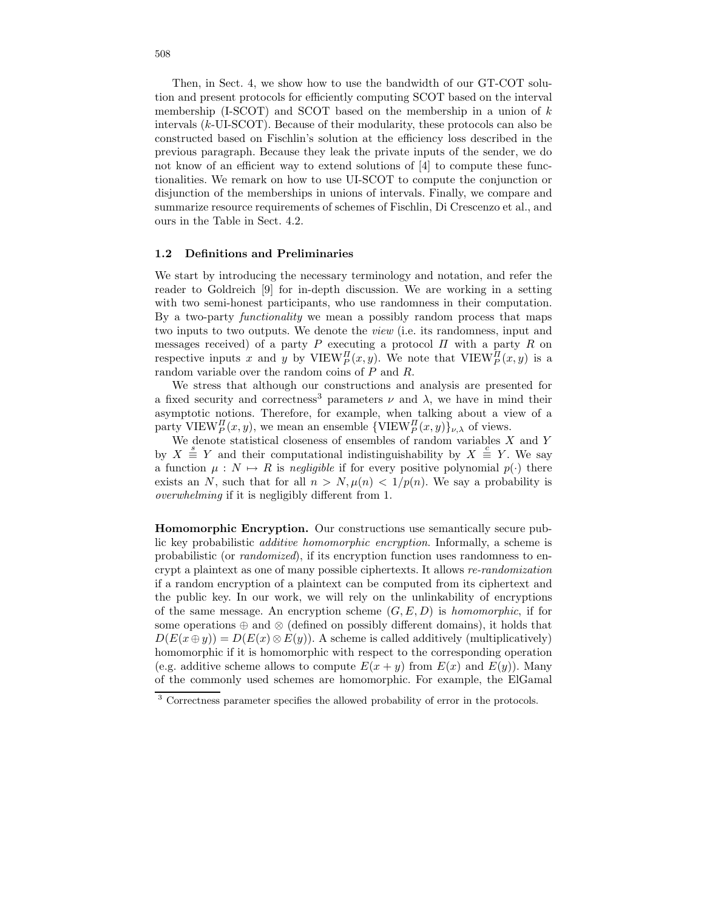Then, in Sect. 4, we show how to use the bandwidth of our GT-COT solution and present protocols for efficiently computing SCOT based on the interval membership (I-SCOT) and SCOT based on the membership in a union of $k$ intervals ($k$-UI-SCOT). Because of their modularity, these protocols can also be constructed based on Fischlin's solution at the efficiency loss described in the previous paragraph. Because they leak the private inputs of the sender, we do not know of an efficient way to extend solutions of [4] to compute these functionalities. We remark on how to use UI-SCOT to compute the conjunction or disjunction of the memberships in unions of intervals. Finally, we compare and summarize resource requirements of schemes of Fischlin, Di Crescenzo et al., and ours in the Table in Sect. 4.2.

### 1.2 Definitions and Preliminaries

We start by introducing the necessary terminology and notation, and refer the reader to Goldreich [9] for in-depth discussion. We are working in a setting with two semi-honest participants, who use randomness in their computation. By a two-party *functionality* we mean a possibly random process that maps two inputs to two outputs. We denote the *view* (i.e. its randomness, input and messages received) of a party $P$ executing a protocol $\Pi$ with a party $R$ on respective inputs $x$ and $y$ by $\text{VIEW}_P^{\Pi}(x, y)$. We note that $\text{VIEW}_P^{\Pi}(x, y)$ is a random variable over the random coins of $P$ and $R$.

We stress that although our constructions and analysis are presented for a fixed security and correctness[3] parameters $\nu$ and $\lambda$, we have in mind their asymptotic notions. Therefore, for example, when talking about a view of a party $\text{VIEW}_P^{\Pi}(x, y)$, we mean an ensemble $\{\text{VIEW}_P^{\Pi}(x, y)\}_{\nu,\lambda}$ of views.

We denote statistical closeness of ensembles of random variables $X$ and $Y$ by $X \overset{s}{\equiv} Y$ and their computational indistinguishability by $X \overset{c}{\equiv} Y$. We say a function $\mu : N \mapsto R$ is *negligible* if for every positive polynomial $p(\cdot)$ there exists an $N$, such that for all $n > N, \mu(n) < 1/p(n)$. We say a probability is *overwhelming* if it is negligibly different from 1.

**Homomorphic Encryption.** Our constructions use semantically secure public key probabilistic *additive homomorphic encryption*. Informally, a scheme is probabilistic (or *randomized*), if its encryption function uses randomness to encrypt a plaintext as one of many possible ciphertexts. It allows *re-randomization* if a random encryption of a plaintext can be computed from its ciphertext and the public key. In our work, we will rely on the unlinkability of encryptions of the same message. An encryption scheme $(G, E, D)$ is *homomorphic*, if for some operations $\oplus$ and $\otimes$ (defined on possibly different domains), it holds that $D(E(x \oplus y)) = D(E(x) \otimes E(y))$. A scheme is called additively (multiplicatively) homomorphic if it is homomorphic with respect to the corresponding operation (e.g. additive scheme allows to compute $E(x + y)$ from $E(x)$ and $E(y)$). Many of the commonly used schemes are homomorphic. For example, the ElGamal

[3] Correctness parameter specifies the allowed probability of error in the protocols.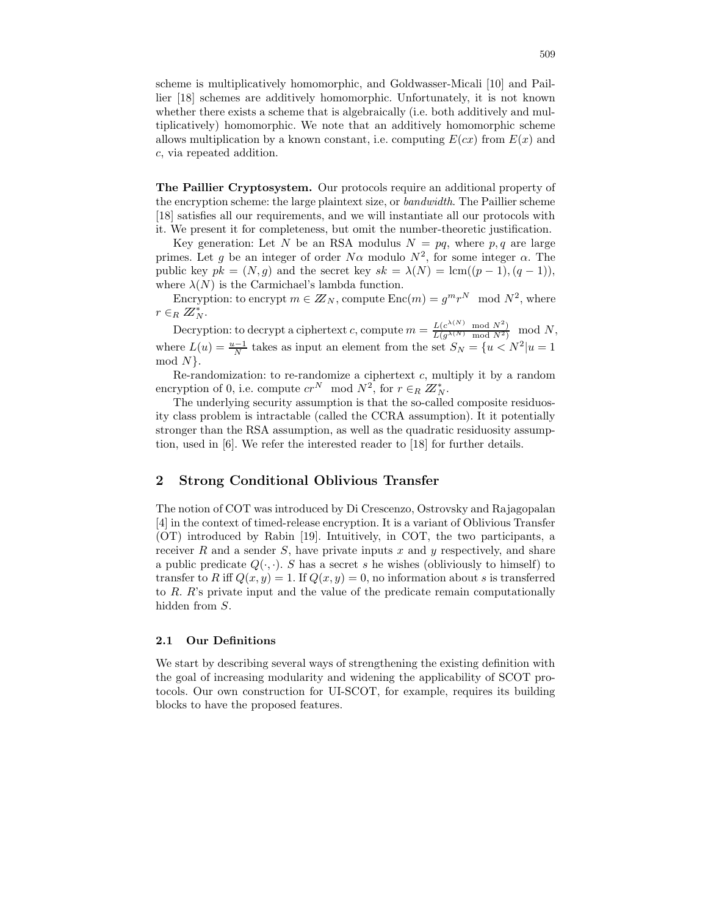scheme is multiplicatively homomorphic, and Goldwasser-Micali [10] and Paillier [18] schemes are additively homomorphic. Unfortunately, it is not known whether there exists a scheme that is algebraically (i.e. both additively and multiplicatively) homomorphic. We note that an additively homomorphic scheme allows multiplication by a known constant, i.e. computing $E(cx)$ from $E(x)$ and $c$, via repeated addition.

**The Paillier Cryptosystem.** Our protocols require an additional property of the encryption scheme: the large plaintext size, or *bandwidth*. The Paillier scheme [18] satisfies all our requirements, and we will instantiate all our protocols with it. We present it for completeness, but omit the number-theoretic justification.

Key generation: Let $N$ be an RSA modulus $N = pq$, where $p, q$ are large primes. Let $g$ be an integer of order $N\alpha$ modulo $N^2$, for some integer $\alpha$. The public key $pk = (N, g)$ and the secret key $sk = \lambda(N) = \text{lcm}((p-1),(q-1))$, where $\lambda(N)$ is the Carmichael's lambda function.

Encryption: to encrypt $m \in \mathbb{Z}_N$, compute $\text{Enc}(m) = g^m r^N \mod N^2$, where $r \in_R \mathbb{Z}_N^*$.

Decryption: to decrypt a ciphertext $c$, compute $m = \frac{L(c^{\lambda(N)} \mod N^2)}{L(g^{\lambda(N)} \mod N^2)} \mod N$, where $L(u) = \frac{u-1}{N}$ takes as input an element from the set $S_N = \{u < N^2 | u = 1 \mod N\}$.

Re-randomization: to re-randomize a ciphertext $c$, multiply it by a random encryption of 0, i.e. compute $cr^N \mod N^2$, for $r \in_R \mathbb{Z}_N^*$.

The underlying security assumption is that the so-called composite residuosity class problem is intractable (called the CCRA assumption). It it potentially stronger than the RSA assumption, as well as the quadratic residuosity assumption, used in [6]. We refer the interested reader to [18] for further details.

## 2 Strong Conditional Oblivious Transfer

The notion of COT was introduced by Di Crescenzo, Ostrovsky and Rajagopalan [4] in the context of timed-release encryption. It is a variant of Oblivious Transfer (OT) introduced by Rabin [19]. Intuitively, in COT, the two participants, a receiver $R$ and a sender $S$, have private inputs $x$ and $y$ respectively, and share a public predicate $Q(\cdot, \cdot)$. $S$ has a secret $s$ he wishes (obliviously to himself) to transfer to $R$ iff $Q(x, y) = 1$. If $Q(x, y) = 0$, no information about $s$ is transferred to $R$. $R$'s private input and the value of the predicate remain computationally hidden from $S$.

### 2.1 Our Definitions

We start by describing several ways of strengthening the existing definition with the goal of increasing modularity and widening the applicability of SCOT protocols. Our own construction for UI-SCOT, for example, requires its building blocks to have the proposed features.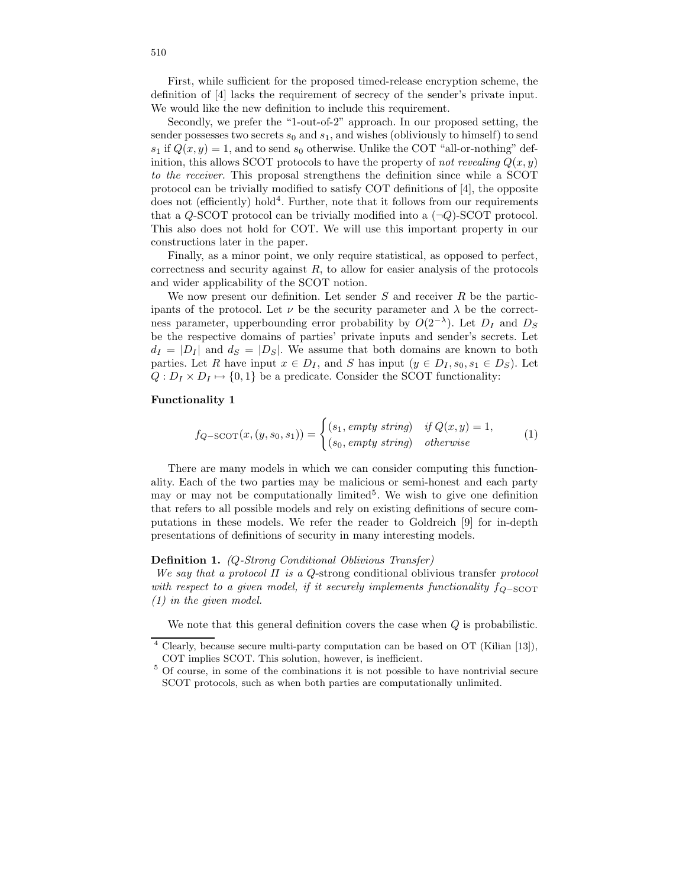First, while sufficient for the proposed timed-release encryption scheme, the definition of [4] lacks the requirement of secrecy of the sender's private input. We would like the new definition to include this requirement.

Secondly, we prefer the "1-out-of-2" approach. In our proposed setting, the sender possesses two secrets $s_0$ and $s_1$, and wishes (obliviously to himself) to send $s_1$ if $Q(x, y) = 1$, and to send $s_0$ otherwise. Unlike the COT "all-or-nothing" definition, this allows SCOT protocols to have the property of *not revealing* $Q(x, y)$ *to the receiver*. This proposal strengthens the definition since while a SCOT protocol can be trivially modified to satisfy COT definitions of [4], the opposite does not (efficiently) hold[4]. Further, note that it follows from our requirements that a $Q$-SCOT protocol can be trivially modified into a $(\neg Q)$-SCOT protocol. This also does not hold for COT. We will use this important property in our constructions later in the paper.

Finally, as a minor point, we only require statistical, as opposed to perfect, correctness and security against $R$, to allow for easier analysis of the protocols and wider applicability of the SCOT notion.

We now present our definition. Let sender $S$ and receiver $R$ be the participants of the protocol. Let $\nu$ be the security parameter and $\lambda$ be the correctness parameter, upperbounding error probability by $O(2^{-\lambda})$. Let $D_I$ and $D_S$ be the respective domains of parties' private inputs and sender's secrets. Let $d_I = |D_I|$ and $d_S = |D_S|$. We assume that both domains are known to both parties. Let $R$ have input $x \in D_I$, and $S$ has input $(y \in D_I, s_0, s_1 \in D_S)$. Let $Q : D_I \times D_I \mapsto \{0, 1\}$ be a predicate. Consider the SCOT functionality:

**Functionality 1**

$$f_{Q-\text{SCOT}}(x, (y, s_0, s_1)) = \begin{cases} (s_1, \textit{empty string}) & \textit{if } Q(x, y) = 1, \\ (s_0, \textit{empty string}) & \textit{otherwise} \end{cases} \tag{1}$$

There are many models in which we can consider computing this functionality. Each of the two parties may be malicious or semi-honest and each party may or may not be computationally limited[5]. We wish to give one definition that refers to all possible models and rely on existing definitions of secure computations in these models. We refer the reader to Goldreich [9] for in-depth presentations of definitions of security in many interesting models.

**Definition 1.** *(Q-Strong Conditional Oblivious Transfer)*
*We say that a protocol $\Pi$ is a $Q$-*strong conditional oblivious transfer *protocol with respect to a given model, if it securely implements functionality $f_{Q-\text{SCOT}}$ (1) in the given model.*

We note that this general definition covers the case when $Q$ is probabilistic.

---

[4] Clearly, because secure multi-party computation can be based on OT (Kilian [13]), COT implies SCOT. This solution, however, is inefficient.

[5] Of course, in some of the combinations it is not possible to have nontrivial secure SCOT protocols, such as when both parties are computationally unlimited.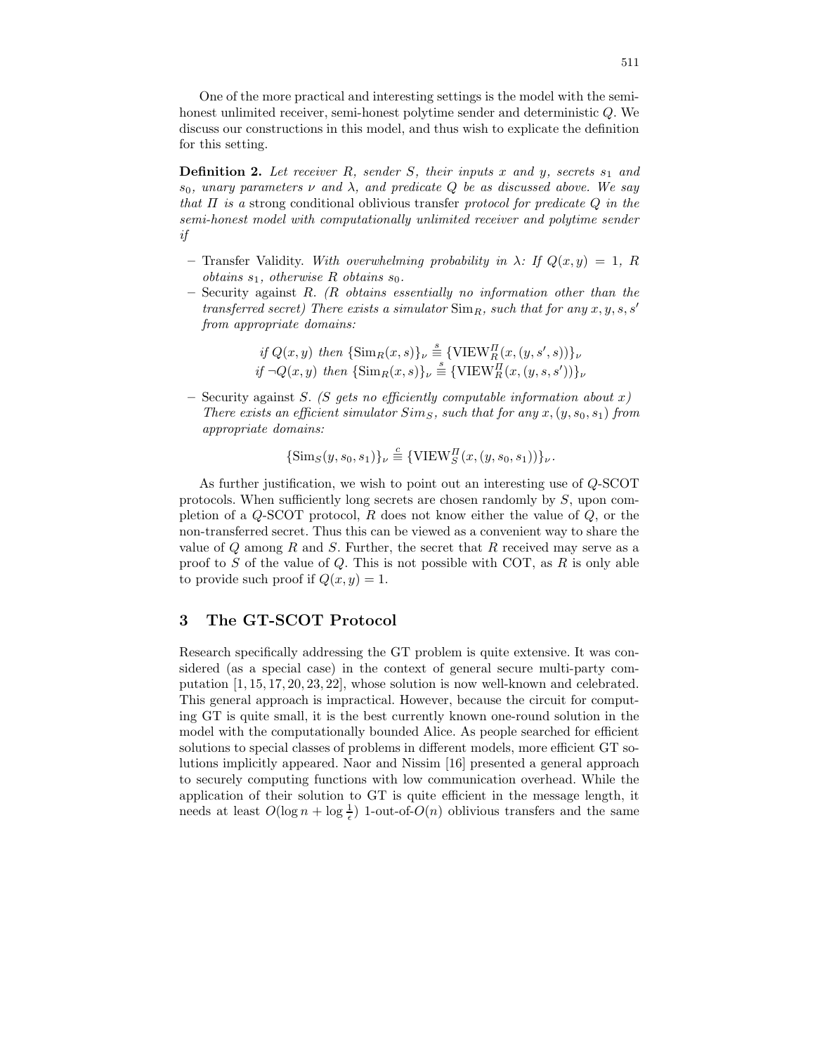One of the more practical and interesting settings is the model with the semi-honest unlimited receiver, semi-honest polytime sender and deterministic $Q$. We discuss our constructions in this model, and thus wish to explicate the definition for this setting.

**Definition 2.** *Let receiver $R$, sender $S$, their inputs $x$ and $y$, secrets $s_1$ and $s_0$, unary parameters $\nu$ and $\lambda$, and predicate $Q$ be as discussed above. We say that $\Pi$ is a* strong conditional oblivious transfer *protocol for predicate $Q$ in the semi-honest model with computationally unlimited receiver and polytime sender if*

- Transfer Validity. *With overwhelming probability in $\lambda$: If $Q(x,y)=1$, $R$ obtains $s_1$, otherwise $R$ obtains $s_0$.*
- Security against $R$. *($R$ obtains essentially no information other than the transferred secret) There exists a simulator $\mathrm{Sim}_R$, such that for any $x, y, s, s'$ from appropriate domains:*

$$\text{if } Q(x,y) \text{ then } \{\mathrm{Sim}_R(x,s)\}_\nu \overset{s}{\equiv} \{\mathrm{VIEW}_R^{\Pi}(x,(y,s',s))\}_\nu$$
$$\text{if } \neg Q(x,y) \text{ then } \{\mathrm{Sim}_R(x,s)\}_\nu \overset{s}{\equiv} \{\mathrm{VIEW}_R^{\Pi}(x,(y,s,s'))\}_\nu$$

- Security against $S$. *($S$ gets no efficiently computable information about $x$) There exists an efficient simulator $Sim_S$, such that for any $x, (y, s_0, s_1)$ from appropriate domains:*

$$\{\mathrm{Sim}_S(y,s_0,s_1)\}_\nu \overset{c}{\equiv} \{\mathrm{VIEW}_S^{\Pi}(x,(y,s_0,s_1))\}_\nu.$$

As further justification, we wish to point out an interesting use of $Q$-SCOT protocols. When sufficiently long secrets are chosen randomly by $S$, upon completion of a $Q$-SCOT protocol, $R$ does not know either the value of $Q$, or the non-transferred secret. Thus this can be viewed as a convenient way to share the value of $Q$ among $R$ and $S$. Further, the secret that $R$ received may serve as a proof to $S$ of the value of $Q$. This is not possible with COT, as $R$ is only able to provide such proof if $Q(x,y)=1$.

## 3 The GT-SCOT Protocol

Research specifically addressing the GT problem is quite extensive. It was considered (as a special case) in the context of general secure multi-party computation [1, 15, 17, 20, 23, 22], whose solution is now well-known and celebrated. This general approach is impractical. However, because the circuit for computing GT is quite small, it is the best currently known one-round solution in the model with the computationally bounded Alice. As people searched for efficient solutions to special classes of problems in different models, more efficient GT solutions implicitly appeared. Naor and Nissim [16] presented a general approach to securely computing functions with low communication overhead. While the application of their solution to GT is quite efficient in the message length, it needs at least $O(\log n + \log \frac{1}{\epsilon})$ 1-out-of-$O(n)$ oblivious transfers and the same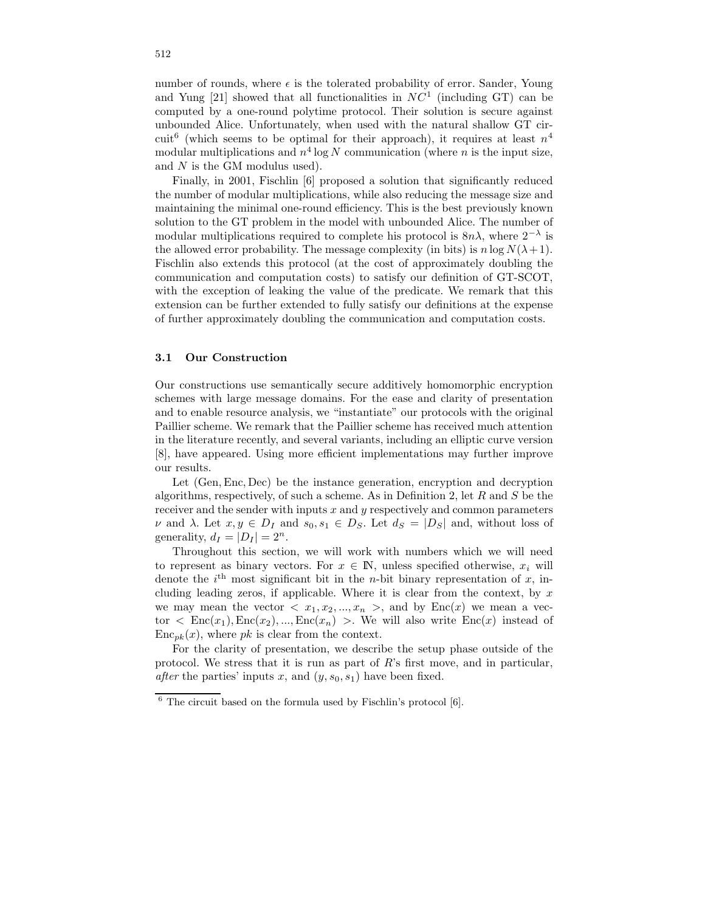number of rounds, where $\epsilon$ is the tolerated probability of error. Sander, Young and Yung [21] showed that all functionalities in $NC^1$ (including GT) can be computed by a one-round polytime protocol. Their solution is secure against unbounded Alice. Unfortunately, when used with the natural shallow GT circuit[6] (which seems to be optimal for their approach), it requires at least $n^4$ modular multiplications and $n^4 \log N$ communication (where $n$ is the input size, and $N$ is the GM modulus used).

Finally, in 2001, Fischlin [6] proposed a solution that significantly reduced the number of modular multiplications, while also reducing the message size and maintaining the minimal one-round efficiency. This is the best previously known solution to the GT problem in the model with unbounded Alice. The number of modular multiplications required to complete his protocol is $8n\lambda$, where $2^{-\lambda}$ is the allowed error probability. The message complexity (in bits) is $n \log N(\lambda+1)$. Fischlin also extends this protocol (at the cost of approximately doubling the communication and computation costs) to satisfy our definition of GT-SCOT, with the exception of leaking the value of the predicate. We remark that this extension can be further extended to fully satisfy our definitions at the expense of further approximately doubling the communication and computation costs.

### 3.1 Our Construction

Our constructions use semantically secure additively homomorphic encryption schemes with large message domains. For the ease and clarity of presentation and to enable resource analysis, we "instantiate" our protocols with the original Paillier scheme. We remark that the Paillier scheme has received much attention in the literature recently, and several variants, including an elliptic curve version [8], have appeared. Using more efficient implementations may further improve our results.

Let $(\mathrm{Gen}, \mathrm{Enc}, \mathrm{Dec})$ be the instance generation, encryption and decryption algorithms, respectively, of such a scheme. As in Definition 2, let $R$ and $S$ be the receiver and the sender with inputs $x$ and $y$ respectively and common parameters $\nu$ and $\lambda$. Let $x, y \in D_I$ and $s_0, s_1 \in D_S$. Let $d_S = |D_S|$ and, without loss of generality, $d_I = |D_I| = 2^n$.

Throughout this section, we will work with numbers which we will need to represent as binary vectors. For $x \in \mathbb{N}$, unless specified otherwise, $x_i$ will denote the $i^{\text{th}}$ most significant bit in the $n$-bit binary representation of $x$, including leading zeros, if applicable. Where it is clear from the context, by $x$ we may mean the vector $< x_1, x_2, ..., x_n >$, and by $\mathrm{Enc}(x)$ we mean a vector $< \mathrm{Enc}(x_1), \mathrm{Enc}(x_2), ..., \mathrm{Enc}(x_n) >$. We will also write $\mathrm{Enc}(x)$ instead of $\mathrm{Enc}_{pk}(x)$, where $pk$ is clear from the context.

For the clarity of presentation, we describe the setup phase outside of the protocol. We stress that it is run as part of $R$'s first move, and in particular, *after* the parties' inputs $x$, and $(y, s_0, s_1)$ have been fixed.

[6] The circuit based on the formula used by Fischlin's protocol [6].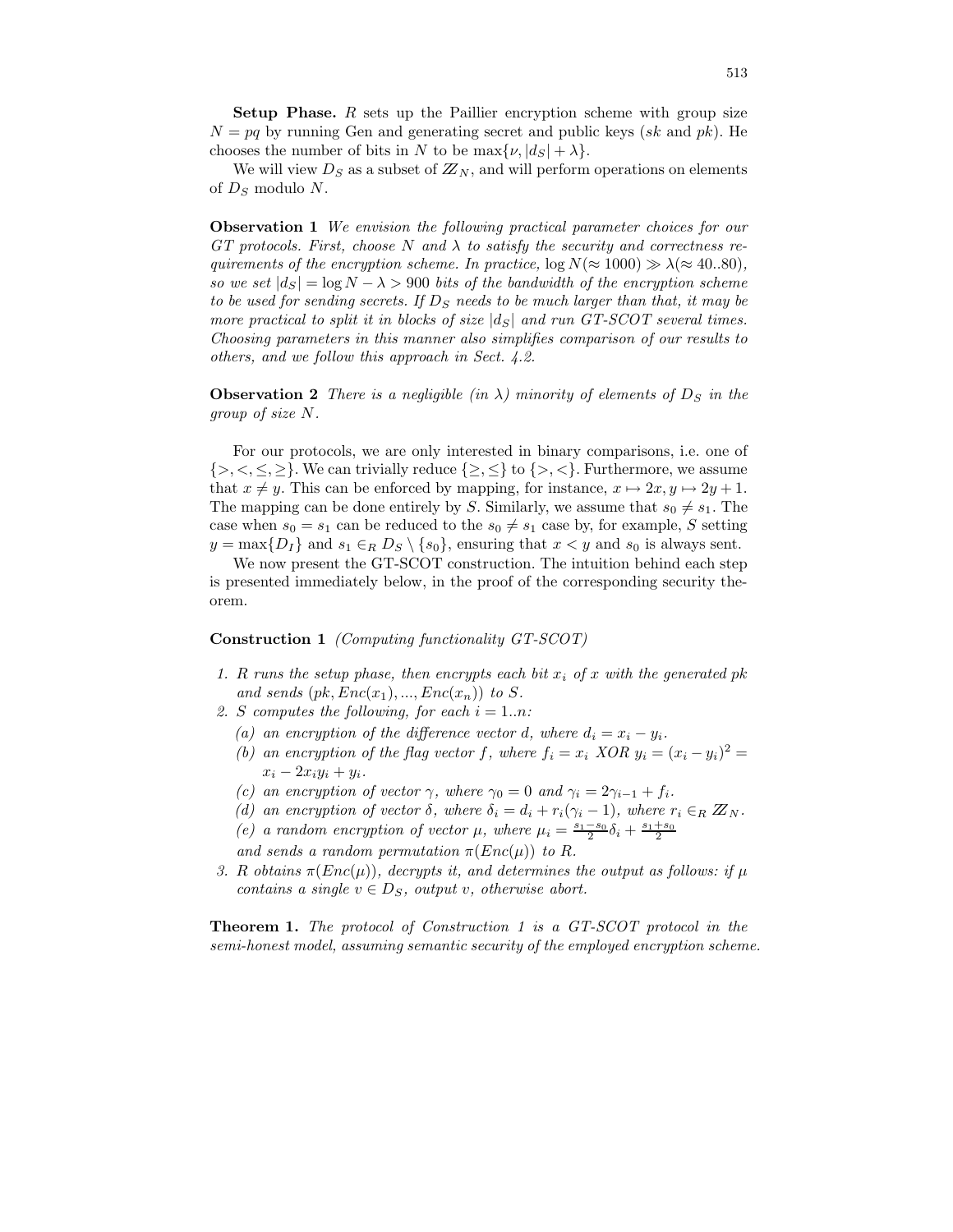**Setup Phase.** $R$ sets up the Paillier encryption scheme with group size $N = pq$ by running Gen and generating secret and public keys ($sk$ and $pk$). He chooses the number of bits in $N$ to be $\max\{\nu, |d_S| + \lambda\}$.

We will view $D_S$ as a subset of $\mathbb{Z}_N$, and will perform operations on elements of $D_S$ modulo $N$.

**Observation 1** *We envision the following practical parameter choices for our GT protocols. First, choose $N$ and $\lambda$ to satisfy the security and correctness requirements of the encryption scheme. In practice, $\log N (\approx 1000) \gg \lambda (\approx 40..80)$, so we set $|d_S| = \log N - \lambda > 900$ bits of the bandwidth of the encryption scheme to be used for sending secrets. If $D_S$ needs to be much larger than that, it may be more practical to split it in blocks of size $|d_S|$ and run GT-SCOT several times. Choosing parameters in this manner also simplifies comparison of our results to others, and we follow this approach in Sect. 4.2.*

**Observation 2** *There is a negligible (in $\lambda$) minority of elements of $D_S$ in the group of size $N$.*

For our protocols, we are only interested in binary comparisons, i.e. one of $\{>, <, \leq, \geq\}$. We can trivially reduce $\{\geq, \leq\}$ to $\{>, <\}$. Furthermore, we assume that $x \neq y$. This can be enforced by mapping, for instance, $x \mapsto 2x, y \mapsto 2y + 1$. The mapping can be done entirely by $S$. Similarly, we assume that $s_0 \neq s_1$. The case when $s_0 = s_1$ can be reduced to the $s_0 \neq s_1$ case by, for example, $S$ setting $y = \max\{D_I\}$ and $s_1 \in_R D_S \setminus \{s_0\}$, ensuring that $x < y$ and $s_0$ is always sent.

We now present the GT-SCOT construction. The intuition behind each step is presented immediately below, in the proof of the corresponding security theorem.

**Construction 1** *(Computing functionality GT-SCOT)*

1. *$R$ runs the setup phase, then encrypts each bit $x_i$ of $x$ with the generated $pk$ and sends $(pk, Enc(x_1), ..., Enc(x_n))$ to $S$.*
2. *$S$ computes the following, for each $i = 1..n$:*
   - *(a) an encryption of the difference vector $d$, where $d_i = x_i - y_i$.*
   - *(b) an encryption of the flag vector $f$, where $f_i = x_i \text{ XOR } y_i = (x_i - y_i)^2 = x_i - 2x_iy_i + y_i$.*
   - *(c) an encryption of vector $\gamma$, where $\gamma_0 = 0$ and $\gamma_i = 2\gamma_{i-1} + f_i$.*
   - *(d) an encryption of vector $\delta$, where $\delta_i = d_i + r_i(\gamma_i - 1)$, where $r_i \in_R \mathbb{Z}_N$.*
   - *(e) a random encryption of vector $\mu$, where $\mu_i = \frac{s_1 - s_0}{2}\delta_i + \frac{s_1 + s_0}{2}$*

   *and sends a random permutation $\pi(Enc(\mu))$ to $R$.*
3. *$R$ obtains $\pi(Enc(\mu))$, decrypts it, and determines the output as follows: if $\mu$ contains a single $v \in D_S$, output $v$, otherwise abort.*

**Theorem 1.** *The protocol of Construction 1 is a GT-SCOT protocol in the semi-honest model, assuming semantic security of the employed encryption scheme.*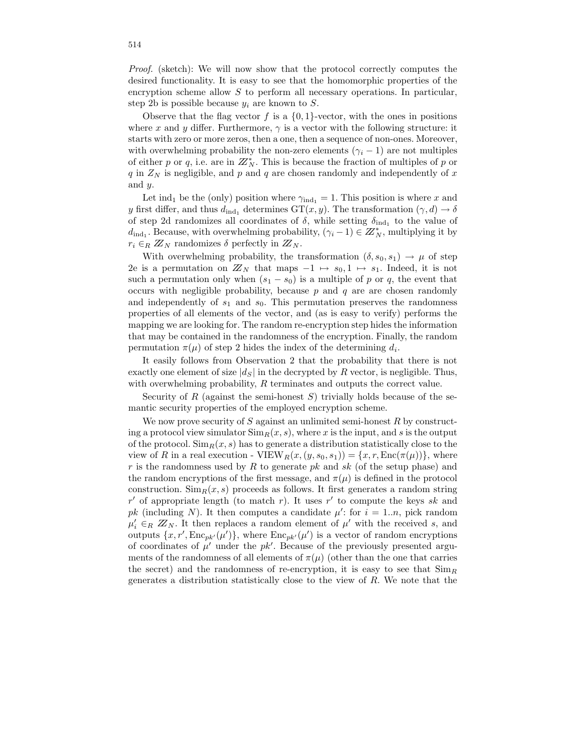*Proof.* (sketch): We will now show that the protocol correctly computes the desired functionality. It is easy to see that the homomorphic properties of the encryption scheme allow $S$ to perform all necessary operations. In particular, step 2b is possible because $y_i$ are known to $S$.

Observe that the flag vector $f$ is a $\{0,1\}$-vector, with the ones in positions where $x$ and $y$ differ. Furthermore, $\gamma$ is a vector with the following structure: it starts with zero or more zeros, then a one, then a sequence of non-ones. Moreover, with overwhelming probability the non-zero elements $(\gamma_i - 1)$ are not multiples of either $p$ or $q$, i.e. are in $\mathbb{Z}_N^*$. This is because the fraction of multiples of $p$ or $q$ in $Z_N$ is negligible, and $p$ and $q$ are chosen randomly and independently of $x$ and $y$.

Let $\text{ind}_1$ be the (only) position where $\gamma_{\text{ind}_1} = 1$. This position is where $x$ and $y$ first differ, and thus $d_{\text{ind}_1}$ determines $\text{GT}(x,y)$. The transformation $(\gamma, d) \to \delta$ of step 2d randomizes all coordinates of $\delta$, while setting $\delta_{\text{ind}_1}$ to the value of $d_{\text{ind}_1}$. Because, with overwhelming probability, $(\gamma_i - 1) \in \mathbb{Z}_N^*$, multiplying it by $r_i \in_R \mathbb{Z}_N$ randomizes $\delta$ perfectly in $\mathbb{Z}_N$.

With overwhelming probability, the transformation $(\delta, s_0, s_1) \to \mu$ of step 2e is a permutation on $\mathbb{Z}_N$ that maps $-1 \mapsto s_0, 1 \mapsto s_1$. Indeed, it is not such a permutation only when $(s_1 - s_0)$ is a multiple of $p$ or $q$, the event that occurs with negligible probability, because $p$ and $q$ are are chosen randomly and independently of $s_1$ and $s_0$. This permutation preserves the randomness properties of all elements of the vector, and (as is easy to verify) performs the mapping we are looking for. The random re-encryption step hides the information that may be contained in the randomness of the encryption. Finally, the random permutation $\pi(\mu)$ of step 2 hides the index of the determining $d_i$.

It easily follows from Observation 2 that the probability that there is not exactly one element of size $|d_S|$ in the decrypted by $R$ vector, is negligible. Thus, with overwhelming probability, $R$ terminates and outputs the correct value.

Security of $R$ (against the semi-honest $S$) trivially holds because of the semantic security properties of the employed encryption scheme.

We now prove security of $S$ against an unlimited semi-honest $R$ by constructing a protocol view simulator $\text{Sim}_R(x,s)$, where $x$ is the input, and $s$ is the output of the protocol. $\text{Sim}_R(x,s)$ has to generate a distribution statistically close to the view of $R$ in a real execution - $\text{VIEW}_R(x,(y,s_0,s_1)) = \{x, r, \text{Enc}(\pi(\mu))\}$, where $r$ is the randomness used by $R$ to generate $pk$ and $sk$ (of the setup phase) and the random encryptions of the first message, and $\pi(\mu)$ is defined in the protocol construction. $\text{Sim}_R(x,s)$ proceeds as follows. It first generates a random string $r'$ of appropriate length (to match $r$). It uses $r'$ to compute the keys $sk$ and $pk$ (including $N$). It then computes a candidate $\mu'$: for $i = 1..n$, pick random $\mu'_i \in_R \mathbb{Z}_N$. It then replaces a random element of $\mu'$ with the received $s$, and outputs $\{x, r', \text{Enc}_{pk'}(\mu')\}$, where $\text{Enc}_{pk'}(\mu')$ is a vector of random encryptions of coordinates of $\mu'$ under the $pk'$. Because of the previously presented arguments of the randomness of all elements of $\pi(\mu)$ (other than the one that carries the secret) and the randomness of re-encryption, it is easy to see that $\text{Sim}_R$ generates a distribution statistically close to the view of $R$. We note that the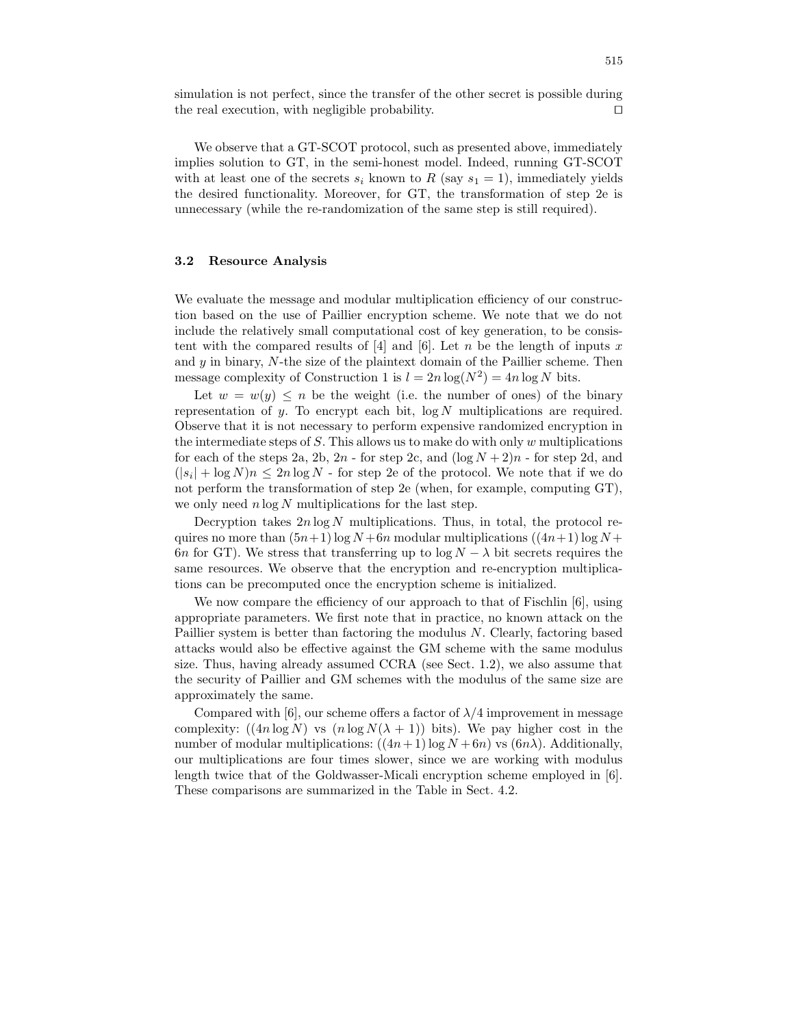simulation is not perfect, since the transfer of the other secret is possible during the real execution, with negligible probability. ☐

We observe that a GT-SCOT protocol, such as presented above, immediately implies solution to GT, in the semi-honest model. Indeed, running GT-SCOT with at least one of the secrets $s_i$ known to $R$ (say $s_1 = 1$), immediately yields the desired functionality. Moreover, for GT, the transformation of step 2e is unnecessary (while the re-randomization of the same step is still required).

### 3.2 Resource Analysis

We evaluate the message and modular multiplication efficiency of our construction based on the use of Paillier encryption scheme. We note that we do not include the relatively small computational cost of key generation, to be consistent with the compared results of [4] and [6]. Let $n$ be the length of inputs $x$ and $y$ in binary, $N$-the size of the plaintext domain of the Paillier scheme. Then message complexity of Construction 1 is $l = 2n \log(N^2) = 4n \log N$ bits.

Let $w = w(y) \leq n$ be the weight (i.e. the number of ones) of the binary representation of $y$. To encrypt each bit, $\log N$ multiplications are required. Observe that it is not necessary to perform expensive randomized encryption in the intermediate steps of $S$. This allows us to make do with only $w$ multiplications for each of the steps 2a, 2b, $2n$ - for step 2c, and $(\log N + 2)n$ - for step 2d, and $(|s_i| + \log N)n \leq 2n \log N$ - for step 2e of the protocol. We note that if we do not perform the transformation of step 2e (when, for example, computing GT), we only need $n \log N$ multiplications for the last step.

Decryption takes $2n \log N$ multiplications. Thus, in total, the protocol requires no more than $(5n+1) \log N + 6n$ modular multiplications ($(4n+1) \log N + 6n$ for GT). We stress that transferring up to $\log N - \lambda$ bit secrets requires the same resources. We observe that the encryption and re-encryption multiplications can be precomputed once the encryption scheme is initialized.

We now compare the efficiency of our approach to that of Fischlin [6], using appropriate parameters. We first note that in practice, no known attack on the Paillier system is better than factoring the modulus $N$. Clearly, factoring based attacks would also be effective against the GM scheme with the same modulus size. Thus, having already assumed CCRA (see Sect. 1.2), we also assume that the security of Paillier and GM schemes with the modulus of the same size are approximately the same.

Compared with [6], our scheme offers a factor of $\lambda/4$ improvement in message complexity: ($(4n \log N)$ vs $(n \log N(\lambda + 1))$ bits). We pay higher cost in the number of modular multiplications: ($(4n+1) \log N + 6n$) vs $(6n\lambda)$. Additionally, our multiplications are four times slower, since we are working with modulus length twice that of the Goldwasser-Micali encryption scheme employed in [6]. These comparisons are summarized in the Table in Sect. 4.2.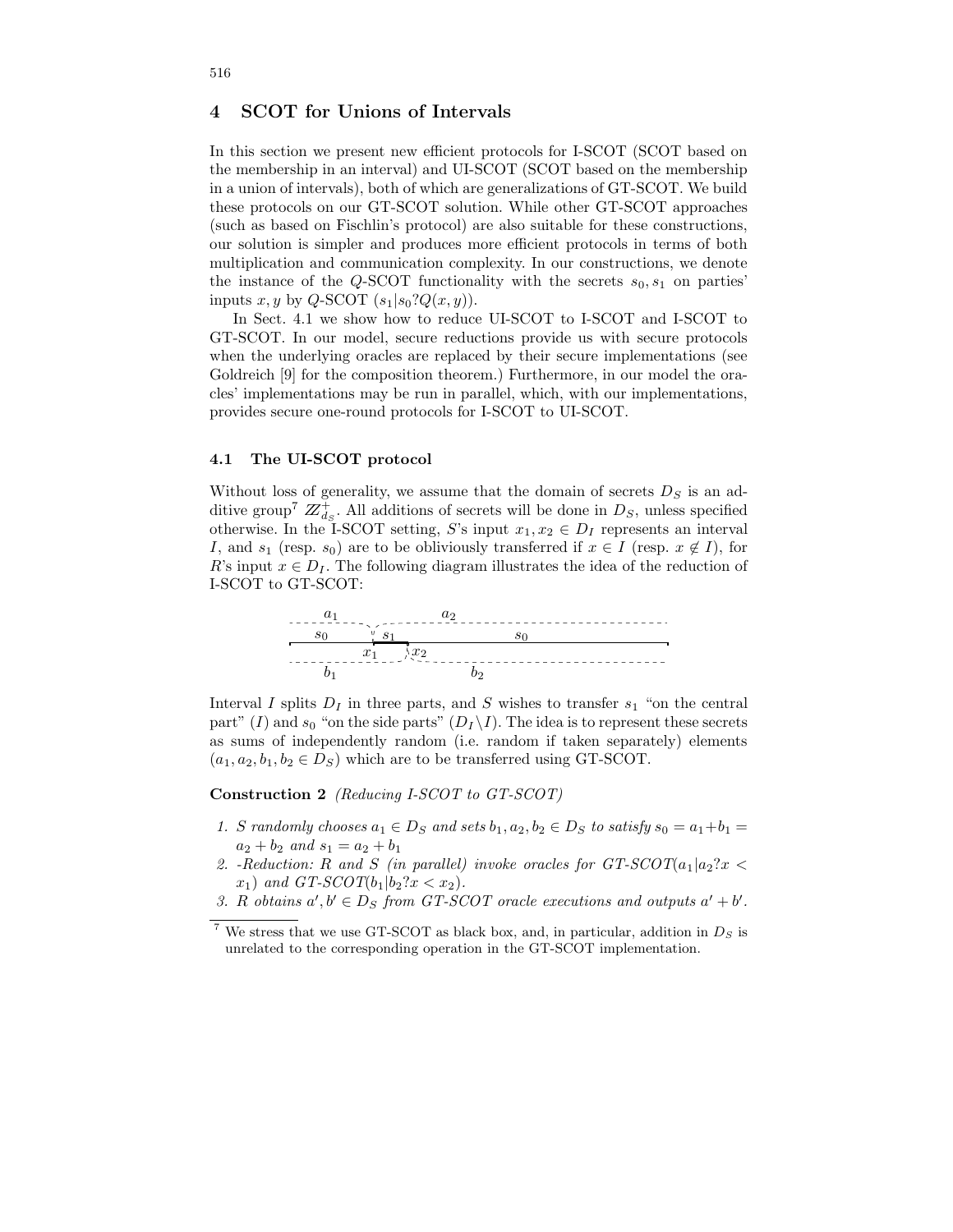## 4 SCOT for Unions of Intervals

In this section we present new efficient protocols for I-SCOT (SCOT based on the membership in an interval) and UI-SCOT (SCOT based on the membership in a union of intervals), both of which are generalizations of GT-SCOT. We build these protocols on our GT-SCOT solution. While other GT-SCOT approaches (such as based on Fischlin's protocol) are also suitable for these constructions, our solution is simpler and produces more efficient protocols in terms of both multiplication and communication complexity. In our constructions, we denote the instance of the $Q$-SCOT functionality with the secrets $s_0, s_1$ on parties' inputs $x, y$ by $Q$-SCOT $(s_1|s_0?Q(x,y))$.

In Sect. 4.1 we show how to reduce UI-SCOT to I-SCOT and I-SCOT to GT-SCOT. In our model, secure reductions provide us with secure protocols when the underlying oracles are replaced by their secure implementations (see Goldreich [9] for the composition theorem.) Furthermore, in our model the oracles' implementations may be run in parallel, which, with our implementations, provides secure one-round protocols for I-SCOT to UI-SCOT.

### 4.1 The UI-SCOT protocol

Without loss of generality, we assume that the domain of secrets $D_S$ is an additive group[7] $\mathbb{Z}^+_{d_S}$. All additions of secrets will be done in $D_S$, unless specified otherwise. In the I-SCOT setting, $S$'s input $x_1, x_2 \in D_I$ represents an interval $I$, and $s_1$ (resp. $s_0$) are to be obliviously transferred if $x \in I$ (resp. $x \notin I$), for $R$'s input $x \in D_I$. The following diagram illustrates the idea of the reduction of I-SCOT to GT-SCOT:

$a_1$ $a_2$

$s_0$ $s_1$ $s_0$

$x_1$ $x_2$

$b_1$ $b_2$

Interval $I$ splits $D_I$ in three parts, and $S$ wishes to transfer $s_1$ "on the central part" ($I$) and $s_0$ "on the side parts" ($D_I \backslash I$). The idea is to represent these secrets as sums of independently random (i.e. random if taken separately) elements ($a_1, a_2, b_1, b_2 \in D_S$) which are to be transferred using GT-SCOT.

**Construction 2** *(Reducing I-SCOT to GT-SCOT)*

1. *$S$ randomly chooses $a_1 \in D_S$ and sets $b_1, a_2, b_2 \in D_S$ to satisfy $s_0 = a_1 + b_1 = a_2 + b_2$ and $s_1 = a_2 + b_1$*
2. *-Reduction: $R$ and $S$ (in parallel) invoke oracles for GT-SCOT$(a_1|a_2?x < x_1)$ and GT-SCOT$(b_1|b_2?x < x_2)$.*
3. *$R$ obtains $a', b' \in D_S$ from GT-SCOT oracle executions and outputs $a' + b'$.*

[7] We stress that we use GT-SCOT as black box, and, in particular, addition in $D_S$ is unrelated to the corresponding operation in the GT-SCOT implementation.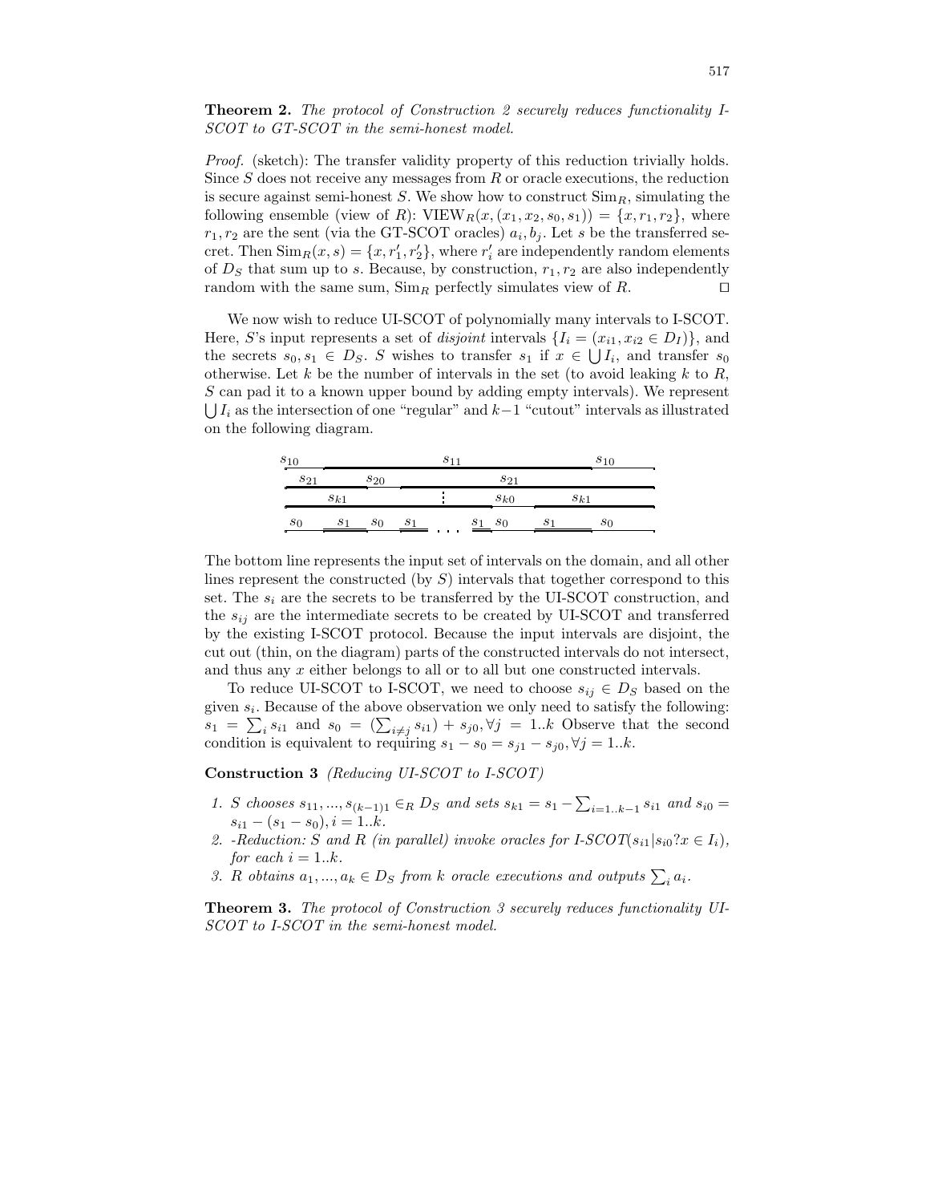**Theorem 2.** *The protocol of Construction 2 securely reduces functionality I-SCOT to GT-SCOT in the semi-honest model.*

*Proof.* (sketch): The transfer validity property of this reduction trivially holds. Since $S$ does not receive any messages from $R$ or oracle executions, the reduction is secure against semi-honest $S$. We show how to construct $\text{Sim}_R$, simulating the following ensemble (view of $R$): $\text{VIEW}_R(x, (x_1, x_2, s_0, s_1)) = \{x, r_1, r_2\}$, where $r_1, r_2$ are the sent (via the GT-SCOT oracles) $a_i, b_j$. Let $s$ be the transferred secret. Then $\text{Sim}_R(x, s) = \{x, r'_1, r'_2\}$, where $r'_i$ are independently random elements of $D_S$ that sum up to $s$. Because, by construction, $r_1, r_2$ are also independently random with the same sum, $\text{Sim}_R$ perfectly simulates view of $R$. $\square$

We now wish to reduce UI-SCOT of polynomially many intervals to I-SCOT. Here, $S$'s input represents a set of *disjoint* intervals $\{I_i = (x_{i1}, x_{i2} \in D_I)\}$, and the secrets $s_0, s_1 \in D_S$. $S$ wishes to transfer $s_1$ if $x \in \bigcup I_i$, and transfer $s_0$ otherwise. Let $k$ be the number of intervals in the set (to avoid leaking $k$ to $R$, $S$ can pad it to a known upper bound by adding empty intervals). We represent $\bigcup I_i$ as the intersection of one "regular" and $k-1$ "cutout" intervals as illustrated on the following diagram.

$s_{10}$ $\quad$ $s_{11}$ $\quad$ $s_{10}$

$s_{21}$ $\quad$ $s_{20}$ $\quad$ $s_{21}$

$s_{k1}$ $\quad$ ⋮ $\quad$ $s_{k0}$ $\quad$ $s_{k1}$

$s_0$ $\quad$ $s_1$ $\quad$ $s_0$ $\quad$ $s_1$ $\quad \ldots \quad$ $s_1$ $\quad$ $s_0$ $\quad$ $s_1$ $\quad$ $s_0$

The bottom line represents the input set of intervals on the domain, and all other lines represent the constructed (by $S$) intervals that together correspond to this set. The $s_i$ are the secrets to be transferred by the UI-SCOT construction, and the $s_{ij}$ are the intermediate secrets to be created by UI-SCOT and transferred by the existing I-SCOT protocol. Because the input intervals are disjoint, the cut out (thin, on the diagram) parts of the constructed intervals do not intersect, and thus any $x$ either belongs to all or to all but one constructed intervals.

To reduce UI-SCOT to I-SCOT, we need to choose $s_{ij} \in D_S$ based on the given $s_i$. Because of the above observation we only need to satisfy the following: $s_1 = \sum_i s_{i1}$ and $s_0 = (\sum_{i \neq j} s_{i1}) + s_{j0}, \forall j = 1..k$ Observe that the second condition is equivalent to requiring $s_1 - s_0 = s_{j1} - s_{j0}, \forall j = 1..k$.

**Construction 3** *(Reducing UI-SCOT to I-SCOT)*

1. *$S$ chooses $s_{11}, ..., s_{(k-1)1} \in_R D_S$ and sets $s_{k1} = s_1 - \sum_{i=1..k-1} s_{i1}$ and $s_{i0} = s_{i1} - (s_1 - s_0), i = 1..k$.*
2. *-Reduction: $S$ and $R$ (in parallel) invoke oracles for I-SCOT($s_{i1}|s_{i0}?x \in I_i$), for each $i = 1..k$.*
3. *$R$ obtains $a_1, ..., a_k \in D_S$ from $k$ oracle executions and outputs $\sum_i a_i$.*

**Theorem 3.** *The protocol of Construction 3 securely reduces functionality UI-SCOT to I-SCOT in the semi-honest model.*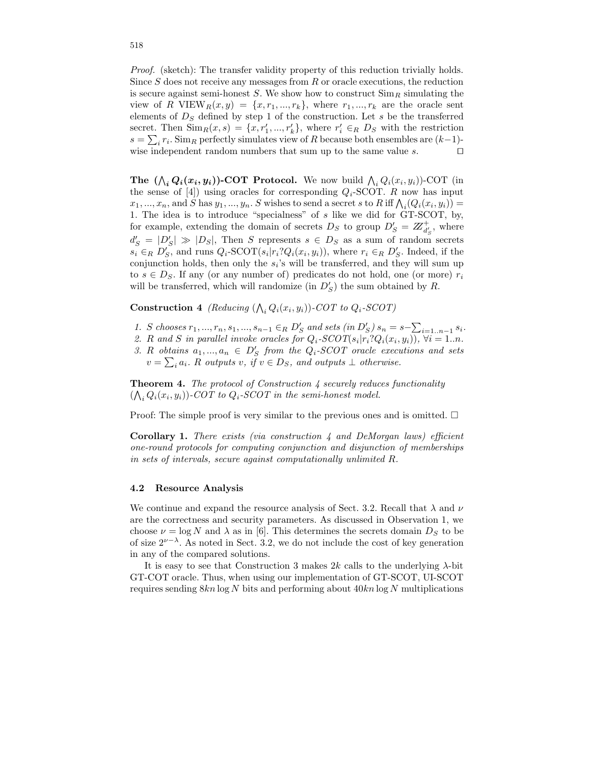*Proof.* (sketch): The transfer validity property of this reduction trivially holds. Since $S$ does not receive any messages from $R$ or oracle executions, the reduction is secure against semi-honest $S$. We show how to construct $\text{Sim}_R$ simulating the view of $R$ $\text{VIEW}_R(x, y) = \{x, r_1, ..., r_k\}$, where $r_1, ..., r_k$ are the oracle sent elements of $D_S$ defined by step 1 of the construction. Let $s$ be the transferred secret. Then $\text{Sim}_R(x, s) = \{x, r'_1, ..., r'_k\}$, where $r'_i \in_R D_S$ with the restriction $s = \sum_i r_i$. $\text{Sim}_R$ perfectly simulates view of $R$ because both ensembles are $(k-1)$-wise independent random numbers that sum up to the same value $s$. □

**The $(\bigwedge_i Q_i(x_i, y_i))$-COT Protocol.** We now build $\bigwedge_i Q_i(x_i, y_i)$)-COT (in the sense of [4]) using oracles for corresponding $Q_i$-SCOT. $R$ now has input $x_1, ..., x_n$, and $S$ has $y_1, ..., y_n$. $S$ wishes to send a secret $s$ to $R$ iff $\bigwedge_i(Q_i(x_i, y_i)) = 1$. The idea is to introduce "specialness" of $s$ like we did for GT-SCOT, by, for example, extending the domain of secrets $D_S$ to group $D'_S = \mathbb{Z}^+_{d'_S}$, where $d'_S = |D'_S| \gg |D_S|$, Then $S$ represents $s \in D_S$ as a sum of random secrets $s_i \in_R D'_S$, and runs $Q_i$-SCOT$(s_i|r_i?Q_i(x_i, y_i))$, where $r_i \in_R D'_S$. Indeed, if the conjunction holds, then only the $s_i$'s will be transferred, and they will sum up to $s \in D_S$. If any (or any number of) predicates do not hold, one (or more) $r_i$ will be transferred, which will randomize (in $D'_S$) the sum obtained by $R$.

**Construction 4** *(Reducing $(\bigwedge_i Q_i(x_i, y_i))$-COT to $Q_i$-SCOT)*

1. *$S$ chooses $r_1, ..., r_n, s_1, ..., s_{n-1} \in_R D'_S$ and sets (in $D'_S$) $s_n = s - \sum_{i=1..n-1} s_i$.*
2. *$R$ and $S$ in parallel invoke oracles for $Q_i$-SCOT$(s_i|r_i?Q_i(x_i, y_i))$, $\forall i = 1..n$.*
3. *$R$ obtains $a_1, ..., a_n \in D'_S$ from the $Q_i$-SCOT oracle executions and sets $v = \sum_i a_i$. $R$ outputs $v$, if $v \in D_S$, and outputs $\perp$ otherwise.*

**Theorem 4.** *The protocol of Construction 4 securely reduces functionality $(\bigwedge_i Q_i(x_i, y_i))$-COT to $Q_i$-SCOT in the semi-honest model.*

Proof: The simple proof is very similar to the previous ones and is omitted. □

**Corollary 1.** *There exists (via construction 4 and DeMorgan laws) efficient one-round protocols for computing conjunction and disjunction of memberships in sets of intervals, secure against computationally unlimited $R$.*

### 4.2 Resource Analysis

We continue and expand the resource analysis of Sect. 3.2. Recall that $\lambda$ and $\nu$ are the correctness and security parameters. As discussed in Observation 1, we choose $\nu = \log N$ and $\lambda$ as in [6]. This determines the secrets domain $D_S$ to be of size $2^{\nu-\lambda}$. As noted in Sect. 3.2, we do not include the cost of key generation in any of the compared solutions.

It is easy to see that Construction 3 makes $2k$ calls to the underlying $\lambda$-bit GT-COT oracle. Thus, when using our implementation of GT-SCOT, UI-SCOT requires sending $8kn \log N$ bits and performing about $40kn \log N$ multiplications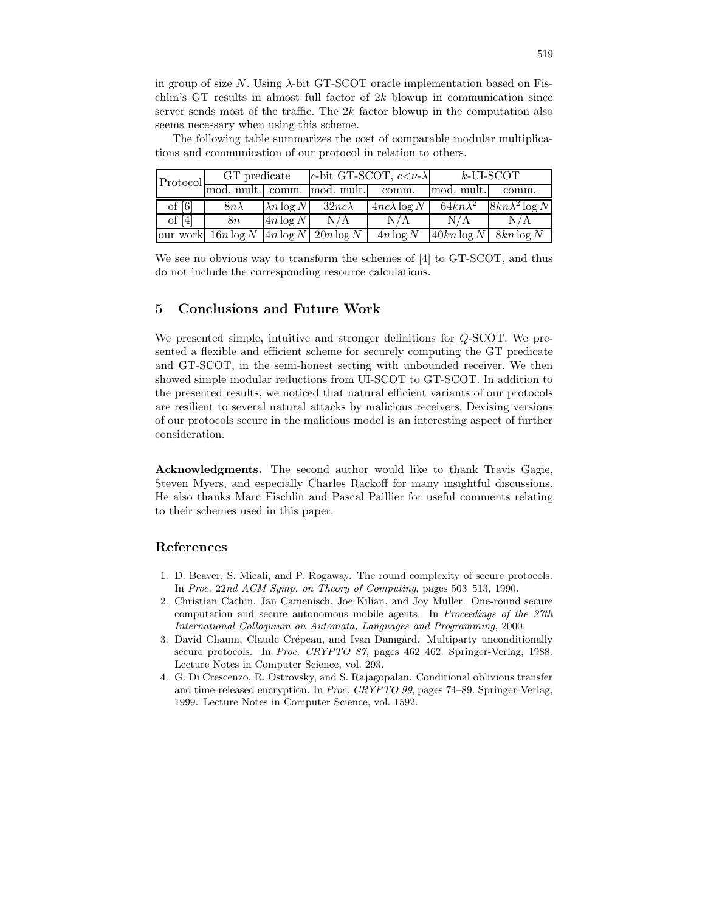in group of size $N$. Using $\lambda$-bit GT-SCOT oracle implementation based on Fischlin's GT results in almost full factor of $2k$ blowup in communication since server sends most of the traffic. The $2k$ factor blowup in the computation also seems necessary when using this scheme.

The following table summarizes the cost of comparable modular multiplications and communication of our protocol in relation to others.

| Protocol | GT predicate | | $c$-bit GT-SCOT, $c<\nu$-$\lambda$ | | $k$-UI-SCOT | |
|---|---|---|---|---|---|---|
| | mod. mult. | comm. | mod. mult. | comm. | mod. mult. | comm. |
| of [6] | $8n\lambda$ | $\lambda n \log N$ | $32nc\lambda$ | $4nc\lambda \log N$ | $64kn\lambda^2$ | $8kn\lambda^2 \log N$ |
| of [4] | $8n$ | $4n \log N$ | N/A | N/A | N/A | N/A |
| our work | $16n \log N$ | $4n \log N$ | $20n \log N$ | $4n \log N$ | $40kn \log N$ | $8kn \log N$ |

We see no obvious way to transform the schemes of [4] to GT-SCOT, and thus do not include the corresponding resource calculations.

## 5 Conclusions and Future Work

We presented simple, intuitive and stronger definitions for $Q$-SCOT. We presented a flexible and efficient scheme for securely computing the GT predicate and GT-SCOT, in the semi-honest setting with unbounded receiver. We then showed simple modular reductions from UI-SCOT to GT-SCOT. In addition to the presented results, we noticed that natural efficient variants of our protocols are resilient to several natural attacks by malicious receivers. Devising versions of our protocols secure in the malicious model is an interesting aspect of further consideration.

**Acknowledgments.** The second author would like to thank Travis Gagie, Steven Myers, and especially Charles Rackoff for many insightful discussions. He also thanks Marc Fischlin and Pascal Paillier for useful comments relating to their schemes used in this paper.

## References

1. D. Beaver, S. Micali, and P. Rogaway. The round complexity of secure protocols. In *Proc. 22nd ACM Symp. on Theory of Computing*, pages 503–513, 1990.
2. Christian Cachin, Jan Camenisch, Joe Kilian, and Joy Muller. One-round secure computation and secure autonomous mobile agents. In *Proceedings of the 27th International Colloquium on Automata, Languages and Programming*, 2000.
3. David Chaum, Claude Crépeau, and Ivan Damgård. Multiparty unconditionally secure protocols. In *Proc. CRYPTO 87*, pages 462–462. Springer-Verlag, 1988. Lecture Notes in Computer Science, vol. 293.
4. G. Di Crescenzo, R. Ostrovsky, and S. Rajagopalan. Conditional oblivious transfer and time-released encryption. In *Proc. CRYPTO 99*, pages 74–89. Springer-Verlag, 1999. Lecture Notes in Computer Science, vol. 1592.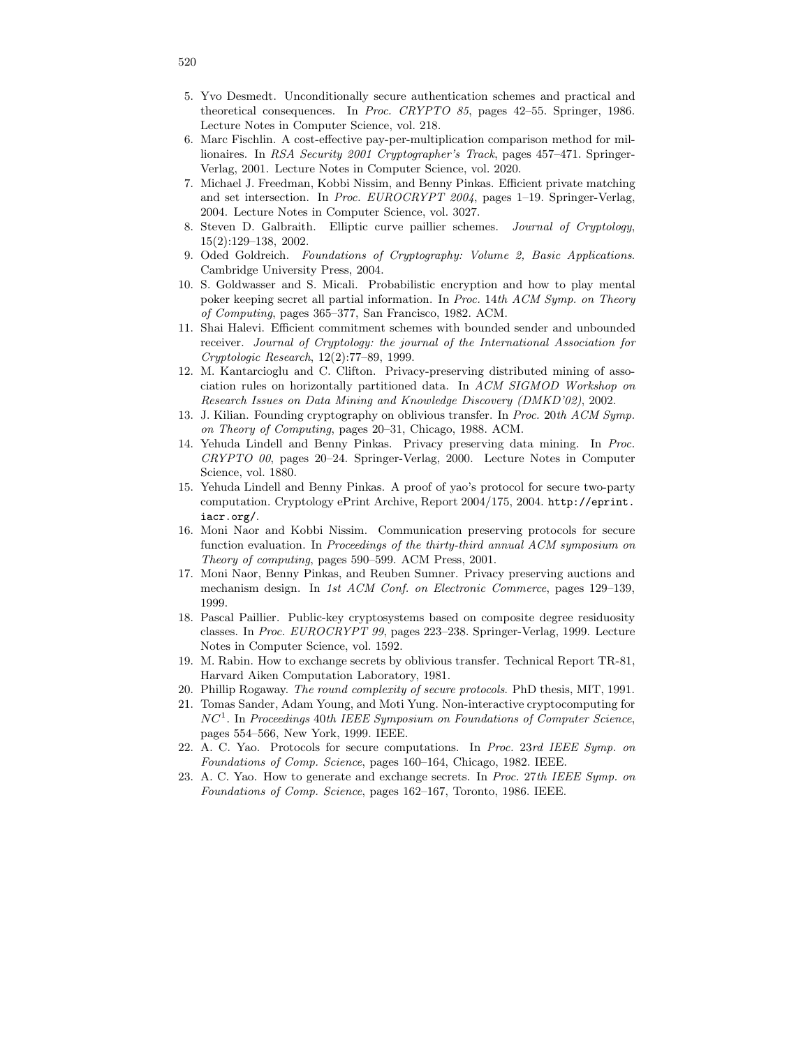5. Yvo Desmedt. Unconditionally secure authentication schemes and practical and theoretical consequences. In *Proc. CRYPTO 85*, pages 42–55. Springer, 1986. Lecture Notes in Computer Science, vol. 218.
6. Marc Fischlin. A cost-effective pay-per-multiplication comparison method for millionaires. In *RSA Security 2001 Cryptographer's Track*, pages 457–471. Springer-Verlag, 2001. Lecture Notes in Computer Science, vol. 2020.
7. Michael J. Freedman, Kobbi Nissim, and Benny Pinkas. Efficient private matching and set intersection. In *Proc. EUROCRYPT 2004*, pages 1–19. Springer-Verlag, 2004. Lecture Notes in Computer Science, vol. 3027.
8. Steven D. Galbraith. Elliptic curve paillier schemes. *Journal of Cryptology*, 15(2):129–138, 2002.
9. Oded Goldreich. *Foundations of Cryptography: Volume 2, Basic Applications*. Cambridge University Press, 2004.
10. S. Goldwasser and S. Micali. Probabilistic encryption and how to play mental poker keeping secret all partial information. In *Proc. 14th ACM Symp. on Theory of Computing*, pages 365–377, San Francisco, 1982. ACM.
11. Shai Halevi. Efficient commitment schemes with bounded sender and unbounded receiver. *Journal of Cryptology: the journal of the International Association for Cryptologic Research*, 12(2):77–89, 1999.
12. M. Kantarcioglu and C. Clifton. Privacy-preserving distributed mining of association rules on horizontally partitioned data. In *ACM SIGMOD Workshop on Research Issues on Data Mining and Knowledge Discovery (DMKD'02)*, 2002.
13. J. Kilian. Founding cryptography on oblivious transfer. In *Proc. 20th ACM Symp. on Theory of Computing*, pages 20–31, Chicago, 1988. ACM.
14. Yehuda Lindell and Benny Pinkas. Privacy preserving data mining. In *Proc. CRYPTO 00*, pages 20–24. Springer-Verlag, 2000. Lecture Notes in Computer Science, vol. 1880.
15. Yehuda Lindell and Benny Pinkas. A proof of yao's protocol for secure two-party computation. Cryptology ePrint Archive, Report 2004/175, 2004. `http://eprint.iacr.org/`.
16. Moni Naor and Kobbi Nissim. Communication preserving protocols for secure function evaluation. In *Proceedings of the thirty-third annual ACM symposium on Theory of computing*, pages 590–599. ACM Press, 2001.
17. Moni Naor, Benny Pinkas, and Reuben Sumner. Privacy preserving auctions and mechanism design. In *1st ACM Conf. on Electronic Commerce*, pages 129–139, 1999.
18. Pascal Paillier. Public-key cryptosystems based on composite degree residuosity classes. In *Proc. EUROCRYPT 99*, pages 223–238. Springer-Verlag, 1999. Lecture Notes in Computer Science, vol. 1592.
19. M. Rabin. How to exchange secrets by oblivious transfer. Technical Report TR-81, Harvard Aiken Computation Laboratory, 1981.
20. Phillip Rogaway. *The round complexity of secure protocols*. PhD thesis, MIT, 1991.
21. Tomas Sander, Adam Young, and Moti Yung. Non-interactive cryptocomputing for $NC^1$. In *Proceedings 40th IEEE Symposium on Foundations of Computer Science*, pages 554–566, New York, 1999. IEEE.
22. A. C. Yao. Protocols for secure computations. In *Proc. 23rd IEEE Symp. on Foundations of Comp. Science*, pages 160–164, Chicago, 1982. IEEE.
23. A. C. Yao. How to generate and exchange secrets. In *Proc. 27th IEEE Symp. on Foundations of Comp. Science*, pages 162–167, Toronto, 1986. IEEE.